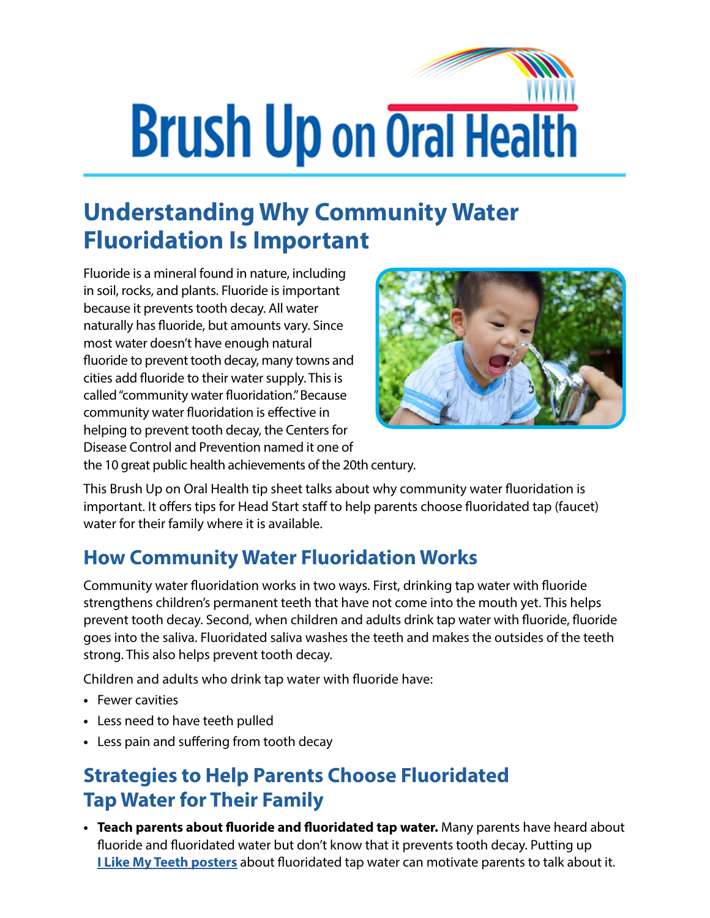# Brush Up on Oral Health

## Understanding Why Community Water Fluoridation Is Important

Fluoride is a mineral found in nature, including in soil, rocks, and plants. Fluoride is important because it prevents tooth decay. All water naturally has fluoride, but amounts vary. Since most water doesn't have enough natural fluoride to prevent tooth decay, many towns and cities add fluoride to their water supply. This is called "community water fluoridation." Because community water fluoridation is effective in helping to prevent tooth decay, the Centers for Disease Control and Prevention named it one of the 10 great public health achievements of the 20th century.

This Brush Up on Oral Health tip sheet talks about why community water fluoridation is important. It offers tips for Head Start staff to help parents choose fluoridated tap (faucet) water for their family where it is available.

## How Community Water Fluoridation Works

Community water fluoridation works in two ways. First, drinking tap water with fluoride strengthens children's permanent teeth that have not come into the mouth yet. This helps prevent tooth decay. Second, when children and adults drink tap water with fluoride, fluoride goes into the saliva. Fluoridated saliva washes the teeth and makes the outsides of the teeth strong. This also helps prevent tooth decay.

Children and adults who drink tap water with fluoride have:

- Fewer cavities
- Less need to have teeth pulled
- Less pain and suffering from tooth decay

## Strategies to Help Parents Choose Fluoridated Tap Water for Their Family

- **Teach parents about fluoride and fluoridated tap water.** Many parents have heard about fluoride and fluoridated water but don't know that it prevents tooth decay. Putting up I Like My Teeth posters about fluoridated tap water can motivate parents to talk about it.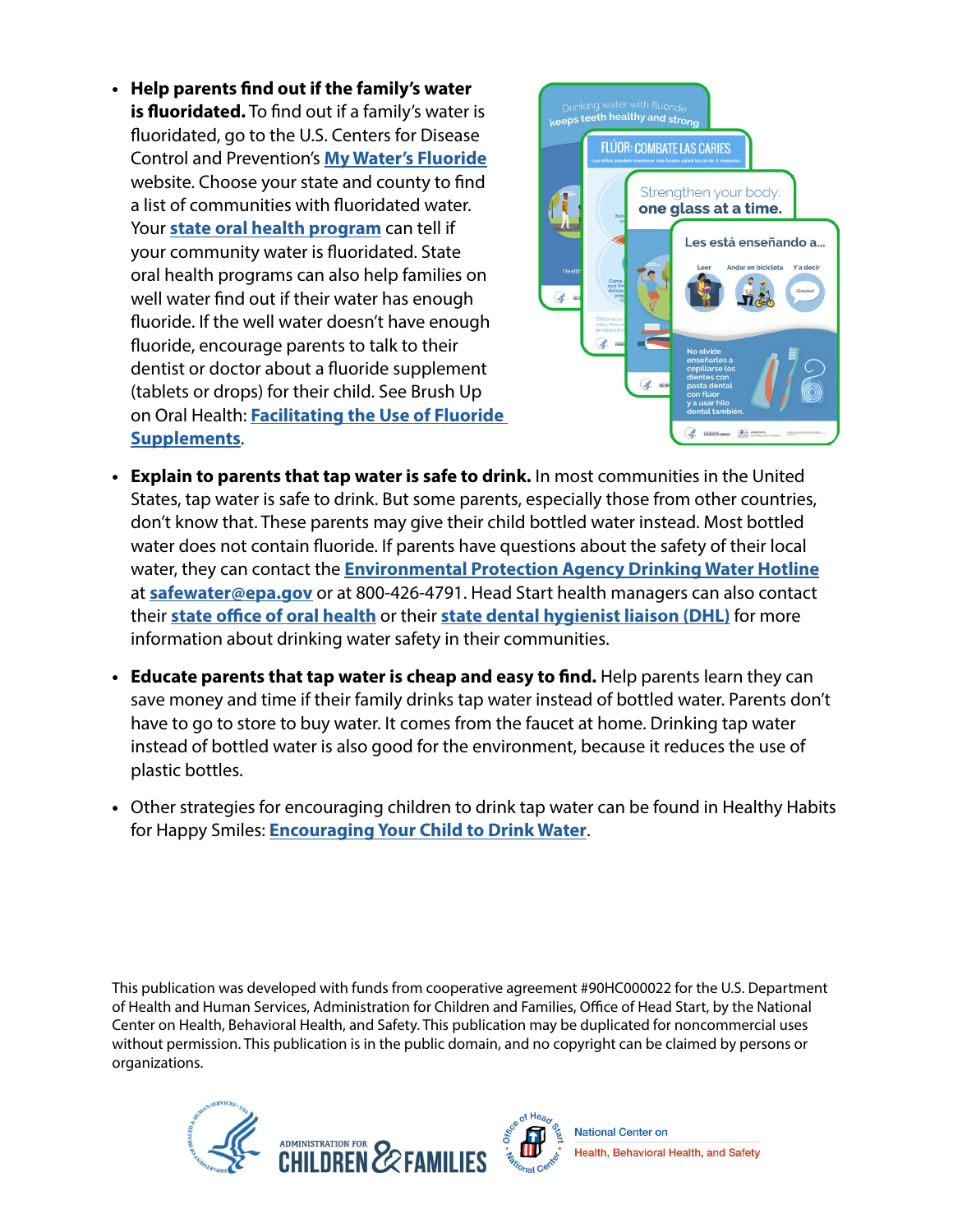- **Help parents find out if the family's water is fluoridated.** To find out if a family's water is fluoridated, go to the U.S. Centers for Disease Control and Prevention's **My Water's Fluoride** website. Choose your state and county to find a list of communities with fluoridated water. Your **state oral health program** can tell if your community water is fluoridated. State oral health programs can also help families on well water find out if their water has enough fluoride. If the well water doesn't have enough fluoride, encourage parents to talk to their dentist or doctor about a fluoride supplement (tablets or drops) for their child. See Brush Up on Oral Health: **Facilitating the Use of Fluoride Supplements**.

- **Explain to parents that tap water is safe to drink.** In most communities in the United States, tap water is safe to drink. But some parents, especially those from other countries, don't know that. These parents may give their child bottled water instead. Most bottled water does not contain fluoride. If parents have questions about the safety of their local water, they can contact the **Environmental Protection Agency Drinking Water Hotline** at **safewater@epa.gov** or at 800-426-4791. Head Start health managers can also contact their **state office of oral health** or their **state dental hygienist liaison (DHL)** for more information about drinking water safety in their communities.

- **Educate parents that tap water is cheap and easy to find.** Help parents learn they can save money and time if their family drinks tap water instead of bottled water. Parents don't have to go to store to buy water. It comes from the faucet at home. Drinking tap water instead of bottled water is also good for the environment, because it reduces the use of plastic bottles.

- Other strategies for encouraging children to drink tap water can be found in Healthy Habits for Happy Smiles: **Encouraging Your Child to Drink Water**.

This publication was developed with funds from cooperative agreement #90HC000022 for the U.S. Department of Health and Human Services, Administration for Children and Families, Office of Head Start, by the National Center on Health, Behavioral Health, and Safety. This publication may be duplicated for noncommercial uses without permission. This publication is in the public domain, and no copyright can be claimed by persons or organizations.